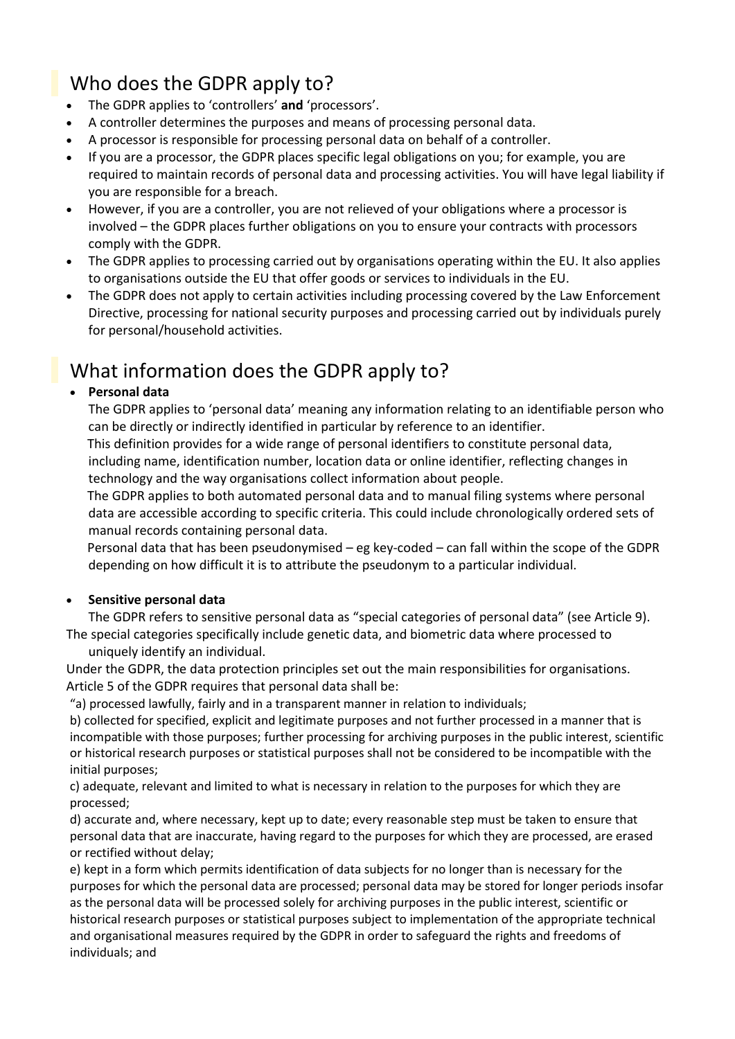## Who does the GDPR apply to?

- The GDPR applies to 'controllers' **and** 'processors'.
- A controller determines the purposes and means of processing personal data.
- A processor is responsible for processing personal data on behalf of a controller.
- If you are a processor, the GDPR places specific legal obligations on you; for example, you are required to maintain records of personal data and processing activities. You will have legal liability if you are responsible for a breach.
- However, if you are a controller, you are not relieved of your obligations where a processor is involved – the GDPR places further obligations on you to ensure your contracts with processors comply with the GDPR.
- The GDPR applies to processing carried out by organisations operating within the EU. It also applies to organisations outside the EU that offer goods or services to individuals in the EU.
- The GDPR does not apply to certain activities including processing covered by the Law Enforcement Directive, processing for national security purposes and processing carried out by individuals purely for personal/household activities.

## What information does the GDPR apply to?

- **Personal data**

  The GDPR applies to 'personal data' meaning any information relating to an identifiable person who can be directly or indirectly identified in particular by reference to an identifier.

  This definition provides for a wide range of personal identifiers to constitute personal data, including name, identification number, location data or online identifier, reflecting changes in technology and the way organisations collect information about people.

  The GDPR applies to both automated personal data and to manual filing systems where personal data are accessible according to specific criteria. This could include chronologically ordered sets of manual records containing personal data.

  Personal data that has been pseudonymised – eg key-coded – can fall within the scope of the GDPR depending on how difficult it is to attribute the pseudonym to a particular individual.

- **Sensitive personal data**

  The GDPR refers to sensitive personal data as "special categories of personal data" (see Article 9).

The special categories specifically include genetic data, and biometric data where processed to uniquely identify an individual.

Under the GDPR, the data protection principles set out the main responsibilities for organisations. Article 5 of the GDPR requires that personal data shall be:

"a) processed lawfully, fairly and in a transparent manner in relation to individuals;

b) collected for specified, explicit and legitimate purposes and not further processed in a manner that is incompatible with those purposes; further processing for archiving purposes in the public interest, scientific or historical research purposes or statistical purposes shall not be considered to be incompatible with the initial purposes;

c) adequate, relevant and limited to what is necessary in relation to the purposes for which they are processed;

d) accurate and, where necessary, kept up to date; every reasonable step must be taken to ensure that personal data that are inaccurate, having regard to the purposes for which they are processed, are erased or rectified without delay;

e) kept in a form which permits identification of data subjects for no longer than is necessary for the purposes for which the personal data are processed; personal data may be stored for longer periods insofar as the personal data will be processed solely for archiving purposes in the public interest, scientific or historical research purposes or statistical purposes subject to implementation of the appropriate technical and organisational measures required by the GDPR in order to safeguard the rights and freedoms of individuals; and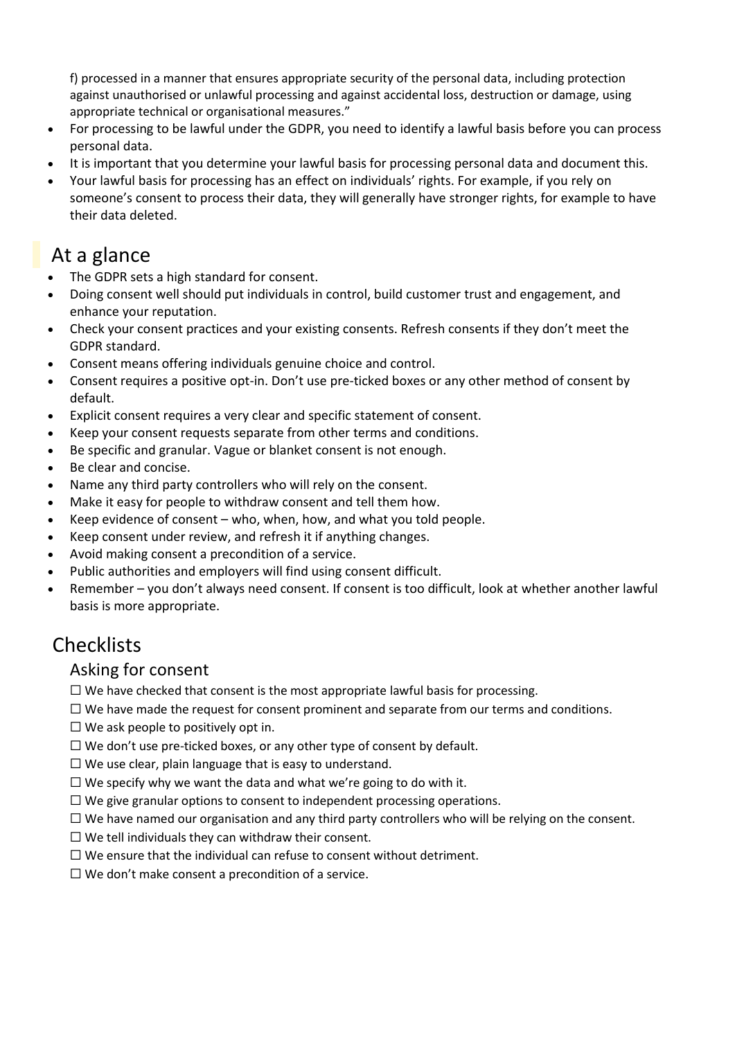f) processed in a manner that ensures appropriate security of the personal data, including protection against unauthorised or unlawful processing and against accidental loss, destruction or damage, using appropriate technical or organisational measures."

- For processing to be lawful under the GDPR, you need to identify a lawful basis before you can process personal data.
- It is important that you determine your lawful basis for processing personal data and document this.
- Your lawful basis for processing has an effect on individuals' rights. For example, if you rely on someone's consent to process their data, they will generally have stronger rights, for example to have their data deleted.

## At a glance

- The GDPR sets a high standard for consent.
- Doing consent well should put individuals in control, build customer trust and engagement, and enhance your reputation.
- Check your consent practices and your existing consents. Refresh consents if they don't meet the GDPR standard.
- Consent means offering individuals genuine choice and control.
- Consent requires a positive opt-in. Don't use pre-ticked boxes or any other method of consent by default.
- Explicit consent requires a very clear and specific statement of consent.
- Keep your consent requests separate from other terms and conditions.
- Be specific and granular. Vague or blanket consent is not enough.
- Be clear and concise.
- Name any third party controllers who will rely on the consent.
- Make it easy for people to withdraw consent and tell them how.
- Keep evidence of consent – who, when, how, and what you told people.
- Keep consent under review, and refresh it if anything changes.
- Avoid making consent a precondition of a service.
- Public authorities and employers will find using consent difficult.
- Remember – you don't always need consent. If consent is too difficult, look at whether another lawful basis is more appropriate.

## Checklists

### Asking for consent

☐ We have checked that consent is the most appropriate lawful basis for processing.

☐ We have made the request for consent prominent and separate from our terms and conditions.

☐ We ask people to positively opt in.

☐ We don't use pre-ticked boxes, or any other type of consent by default.

☐ We use clear, plain language that is easy to understand.

☐ We specify why we want the data and what we're going to do with it.

☐ We give granular options to consent to independent processing operations.

☐ We have named our organisation and any third party controllers who will be relying on the consent.

☐ We tell individuals they can withdraw their consent.

☐ We ensure that the individual can refuse to consent without detriment.

☐ We don't make consent a precondition of a service.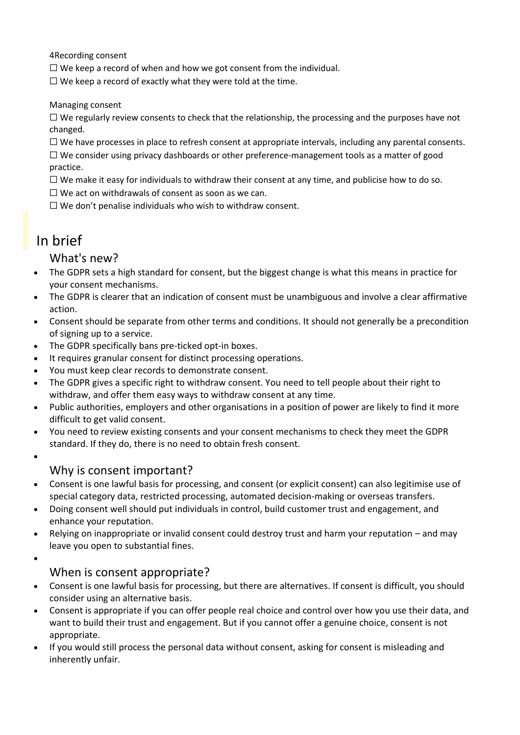4Recording consent

☐ We keep a record of when and how we got consent from the individual.

☐ We keep a record of exactly what they were told at the time.

Managing consent

☐ We regularly review consents to check that the relationship, the processing and the purposes have not changed.

☐ We have processes in place to refresh consent at appropriate intervals, including any parental consents.

☐ We consider using privacy dashboards or other preference-management tools as a matter of good practice.

☐ We make it easy for individuals to withdraw their consent at any time, and publicise how to do so.

☐ We act on withdrawals of consent as soon as we can.

☐ We don't penalise individuals who wish to withdraw consent.

# In brief

## What's new?

- The GDPR sets a high standard for consent, but the biggest change is what this means in practice for your consent mechanisms.
- The GDPR is clearer that an indication of consent must be unambiguous and involve a clear affirmative action.
- Consent should be separate from other terms and conditions. It should not generally be a precondition of signing up to a service.
- The GDPR specifically bans pre-ticked opt-in boxes.
- It requires granular consent for distinct processing operations.
- You must keep clear records to demonstrate consent.
- The GDPR gives a specific right to withdraw consent. You need to tell people about their right to withdraw, and offer them easy ways to withdraw consent at any time.
- Public authorities, employers and other organisations in a position of power are likely to find it more difficult to get valid consent.
- You need to review existing consents and your consent mechanisms to check they meet the GDPR standard. If they do, there is no need to obtain fresh consent.

## Why is consent important?

- Consent is one lawful basis for processing, and consent (or explicit consent) can also legitimise use of special category data, restricted processing, automated decision-making or overseas transfers.
- Doing consent well should put individuals in control, build customer trust and engagement, and enhance your reputation.
- Relying on inappropriate or invalid consent could destroy trust and harm your reputation – and may leave you open to substantial fines.

## When is consent appropriate?

- Consent is one lawful basis for processing, but there are alternatives. If consent is difficult, you should consider using an alternative basis.
- Consent is appropriate if you can offer people real choice and control over how you use their data, and want to build their trust and engagement. But if you cannot offer a genuine choice, consent is not appropriate.
- If you would still process the personal data without consent, asking for consent is misleading and inherently unfair.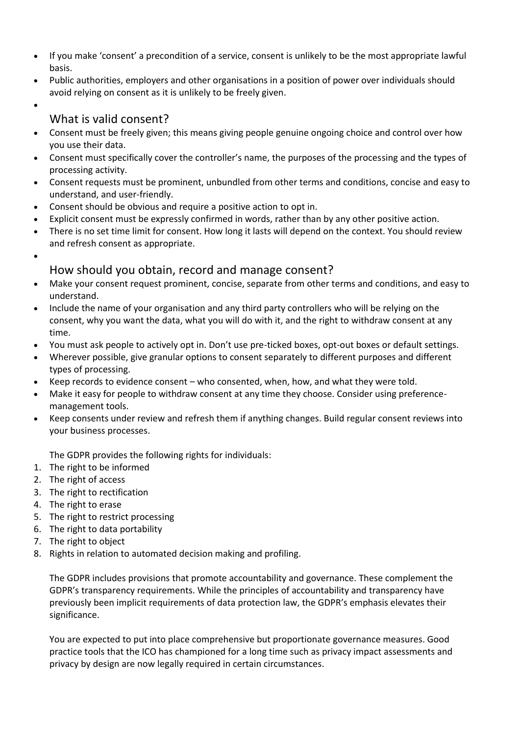- If you make 'consent' a precondition of a service, consent is unlikely to be the most appropriate lawful basis.
- Public authorities, employers and other organisations in a position of power over individuals should avoid relying on consent as it is unlikely to be freely given.

## What is valid consent?

- Consent must be freely given; this means giving people genuine ongoing choice and control over how you use their data.
- Consent must specifically cover the controller's name, the purposes of the processing and the types of processing activity.
- Consent requests must be prominent, unbundled from other terms and conditions, concise and easy to understand, and user-friendly.
- Consent should be obvious and require a positive action to opt in.
- Explicit consent must be expressly confirmed in words, rather than by any other positive action.
- There is no set time limit for consent. How long it lasts will depend on the context. You should review and refresh consent as appropriate.

## How should you obtain, record and manage consent?

- Make your consent request prominent, concise, separate from other terms and conditions, and easy to understand.
- Include the name of your organisation and any third party controllers who will be relying on the consent, why you want the data, what you will do with it, and the right to withdraw consent at any time.
- You must ask people to actively opt in. Don't use pre-ticked boxes, opt-out boxes or default settings.
- Wherever possible, give granular options to consent separately to different purposes and different types of processing.
- Keep records to evidence consent – who consented, when, how, and what they were told.
- Make it easy for people to withdraw consent at any time they choose. Consider using preference-management tools.
- Keep consents under review and refresh them if anything changes. Build regular consent reviews into your business processes.

The GDPR provides the following rights for individuals:

1. The right to be informed
2. The right of access
3. The right to rectification
4. The right to erase
5. The right to restrict processing
6. The right to data portability
7. The right to object
8. Rights in relation to automated decision making and profiling.

The GDPR includes provisions that promote accountability and governance. These complement the GDPR's transparency requirements. While the principles of accountability and transparency have previously been implicit requirements of data protection law, the GDPR's emphasis elevates their significance.

You are expected to put into place comprehensive but proportionate governance measures. Good practice tools that the ICO has championed for a long time such as privacy impact assessments and privacy by design are now legally required in certain circumstances.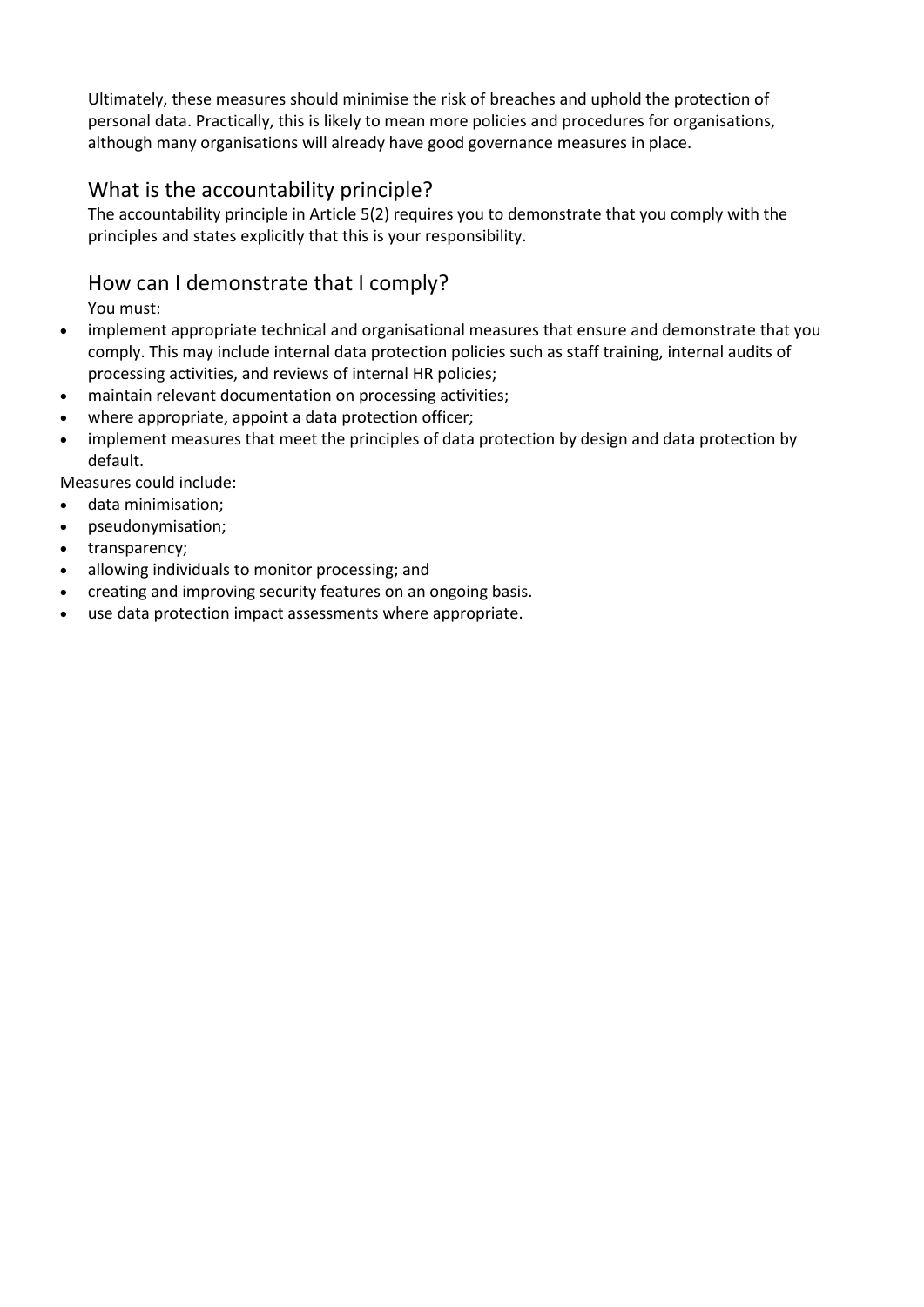Ultimately, these measures should minimise the risk of breaches and uphold the protection of personal data. Practically, this is likely to mean more policies and procedures for organisations, although many organisations will already have good governance measures in place.

## What is the accountability principle?

The accountability principle in Article 5(2) requires you to demonstrate that you comply with the principles and states explicitly that this is your responsibility.

## How can I demonstrate that I comply?

You must:

- implement appropriate technical and organisational measures that ensure and demonstrate that you comply. This may include internal data protection policies such as staff training, internal audits of processing activities, and reviews of internal HR policies;
- maintain relevant documentation on processing activities;
- where appropriate, appoint a data protection officer;
- implement measures that meet the principles of data protection by design and data protection by default.

Measures could include:

- data minimisation;
- pseudonymisation;
- transparency;
- allowing individuals to monitor processing; and
- creating and improving security features on an ongoing basis.
- use data protection impact assessments where appropriate.